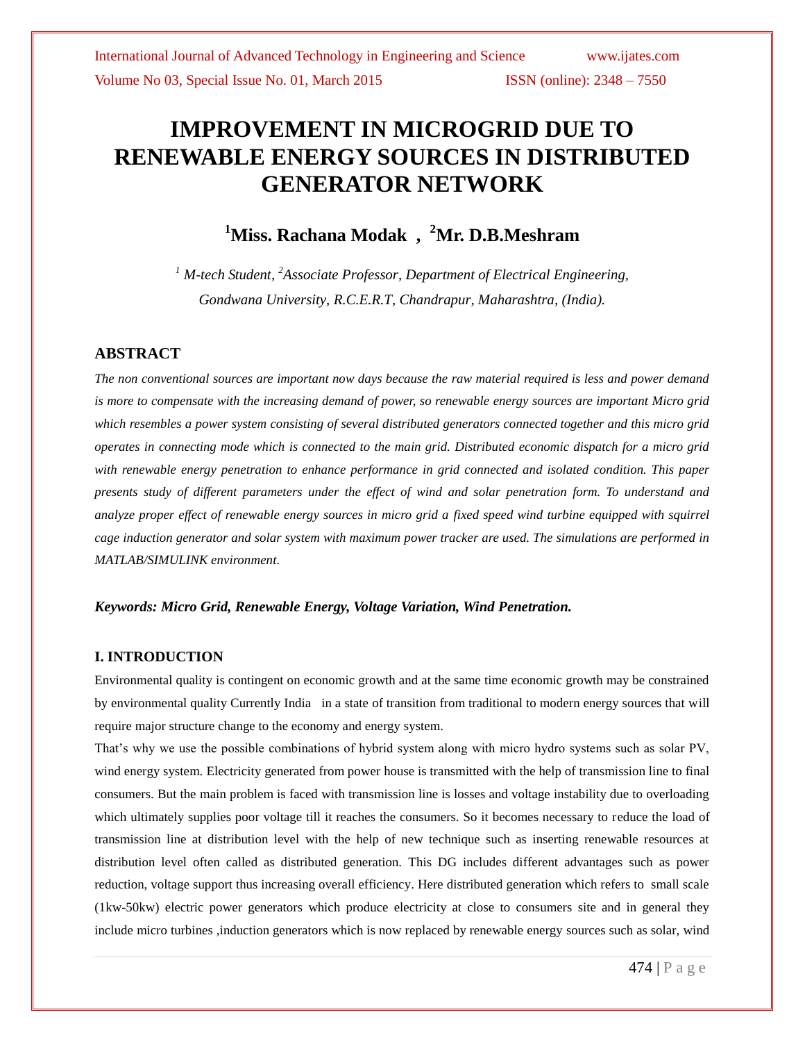# IMPROVEMENT IN MICROGRID DUE TO RENEWABLE ENERGY SOURCES IN DISTRIBUTED GENERATOR NETWORK

**[1]Miss. Rachana Modak , [2]Mr. D.B.Meshram**

*[1] M-tech Student, [2]Associate Professor, Department of Electrical Engineering, Gondwana University, R.C.E.R.T, Chandrapur, Maharashtra, (India).*

## ABSTRACT

*The non conventional sources are important now days because the raw material required is less and power demand is more to compensate with the increasing demand of power, so renewable energy sources are important Micro grid which resembles a power system consisting of several distributed generators connected together and this micro grid operates in connecting mode which is connected to the main grid. Distributed economic dispatch for a micro grid with renewable energy penetration to enhance performance in grid connected and isolated condition. This paper presents study of different parameters under the effect of wind and solar penetration form. To understand and analyze proper effect of renewable energy sources in micro grid a fixed speed wind turbine equipped with squirrel cage induction generator and solar system with maximum power tracker are used. The simulations are performed in MATLAB/SIMULINK environment.*

***Keywords: Micro Grid, Renewable Energy, Voltage Variation, Wind Penetration.***

## I. INTRODUCTION

Environmental quality is contingent on economic growth and at the same time economic growth may be constrained by environmental quality Currently India in a state of transition from traditional to modern energy sources that will require major structure change to the economy and energy system.

That's why we use the possible combinations of hybrid system along with micro hydro systems such as solar PV, wind energy system. Electricity generated from power house is transmitted with the help of transmission line to final consumers. But the main problem is faced with transmission line is losses and voltage instability due to overloading which ultimately supplies poor voltage till it reaches the consumers. So it becomes necessary to reduce the load of transmission line at distribution level with the help of new technique such as inserting renewable resources at distribution level often called as distributed generation. This DG includes different advantages such as power reduction, voltage support thus increasing overall efficiency. Here distributed generation which refers to small scale (1kw-50kw) electric power generators which produce electricity at close to consumers site and in general they include micro turbines ,induction generators which is now replaced by renewable energy sources such as solar, wind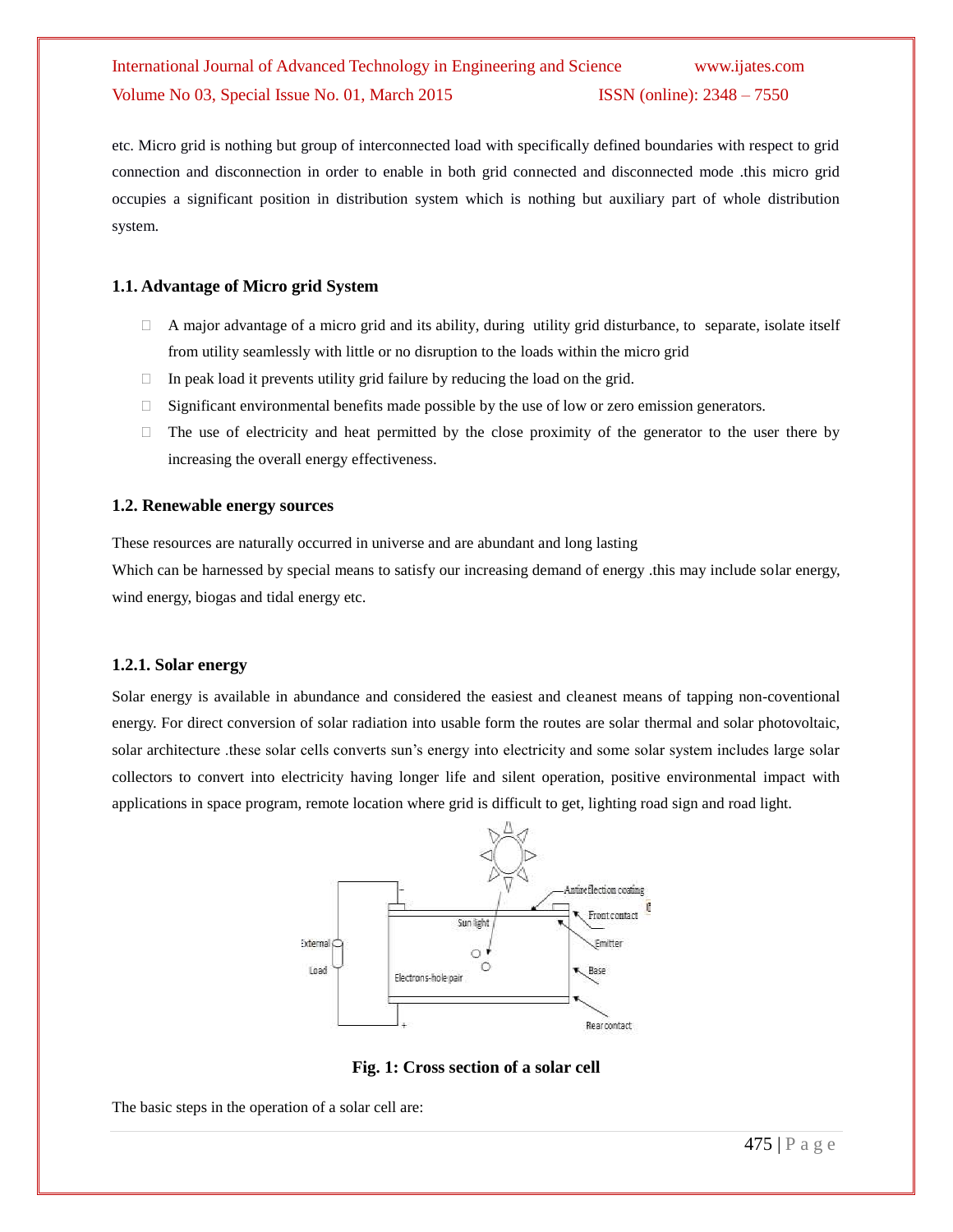etc. Micro grid is nothing but group of interconnected load with specifically defined boundaries with respect to grid connection and disconnection in order to enable in both grid connected and disconnected mode .this micro grid occupies a significant position in distribution system which is nothing but auxiliary part of whole distribution system.

### 1.1. Advantage of Micro grid System

- A major advantage of a micro grid and its ability, during utility grid disturbance, to separate, isolate itself from utility seamlessly with little or no disruption to the loads within the micro grid
- In peak load it prevents utility grid failure by reducing the load on the grid.
- Significant environmental benefits made possible by the use of low or zero emission generators.
- The use of electricity and heat permitted by the close proximity of the generator to the user there by increasing the overall energy effectiveness.

### 1.2. Renewable energy sources

These resources are naturally occurred in universe and are abundant and long lasting
Which can be harnessed by special means to satisfy our increasing demand of energy .this may include solar energy, wind energy, biogas and tidal energy etc.

### 1.2.1. Solar energy

Solar energy is available in abundance and considered the easiest and cleanest means of tapping non-coventional energy. For direct conversion of solar radiation into usable form the routes are solar thermal and solar photovoltaic, solar architecture .these solar cells converts sun's energy into electricity and some solar system includes large solar collectors to convert into electricity having longer life and silent operation, positive environmental impact with applications in space program, remote location where grid is difficult to get, lighting road sign and road light.

**Fig. 1: Cross section of a solar cell**

The basic steps in the operation of a solar cell are: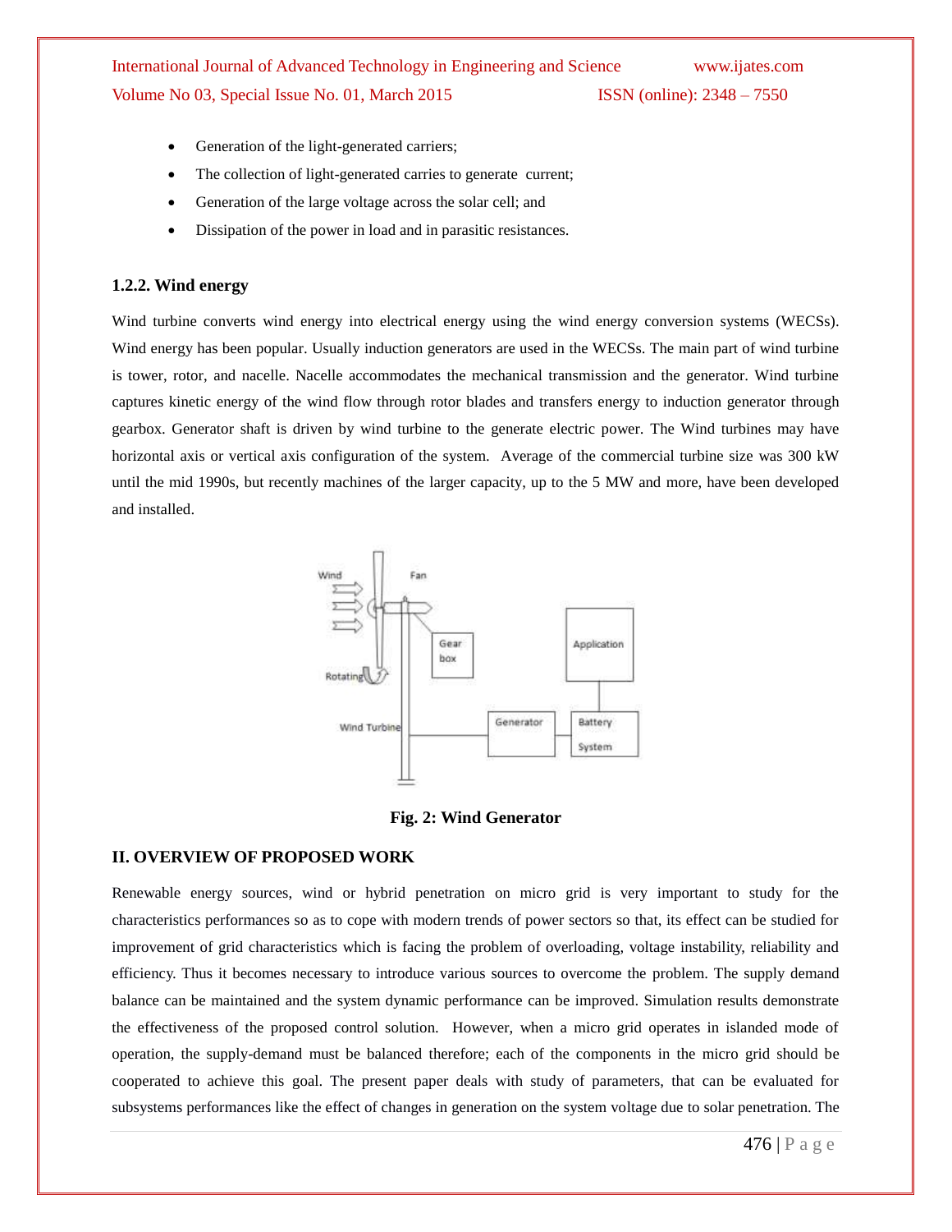- Generation of the light-generated carriers;
- The collection of light-generated carries to generate current;
- Generation of the large voltage across the solar cell; and
- Dissipation of the power in load and in parasitic resistances.

### 1.2.2. Wind energy

Wind turbine converts wind energy into electrical energy using the wind energy conversion systems (WECSs). Wind energy has been popular. Usually induction generators are used in the WECSs. The main part of wind turbine is tower, rotor, and nacelle. Nacelle accommodates the mechanical transmission and the generator. Wind turbine captures kinetic energy of the wind flow through rotor blades and transfers energy to induction generator through gearbox. Generator shaft is driven by wind turbine to the generate electric power. The Wind turbines may have horizontal axis or vertical axis configuration of the system. Average of the commercial turbine size was 300 kW until the mid 1990s, but recently machines of the larger capacity, up to the 5 MW and more, have been developed and installed.

**Fig. 2: Wind Generator**

## II. OVERVIEW OF PROPOSED WORK

Renewable energy sources, wind or hybrid penetration on micro grid is very important to study for the characteristics performances so as to cope with modern trends of power sectors so that, its effect can be studied for improvement of grid characteristics which is facing the problem of overloading, voltage instability, reliability and efficiency. Thus it becomes necessary to introduce various sources to overcome the problem. The supply demand balance can be maintained and the system dynamic performance can be improved. Simulation results demonstrate the effectiveness of the proposed control solution. However, when a micro grid operates in islanded mode of operation, the supply-demand must be balanced therefore; each of the components in the micro grid should be cooperated to achieve this goal. The present paper deals with study of parameters, that can be evaluated for subsystems performances like the effect of changes in generation on the system voltage due to solar penetration. The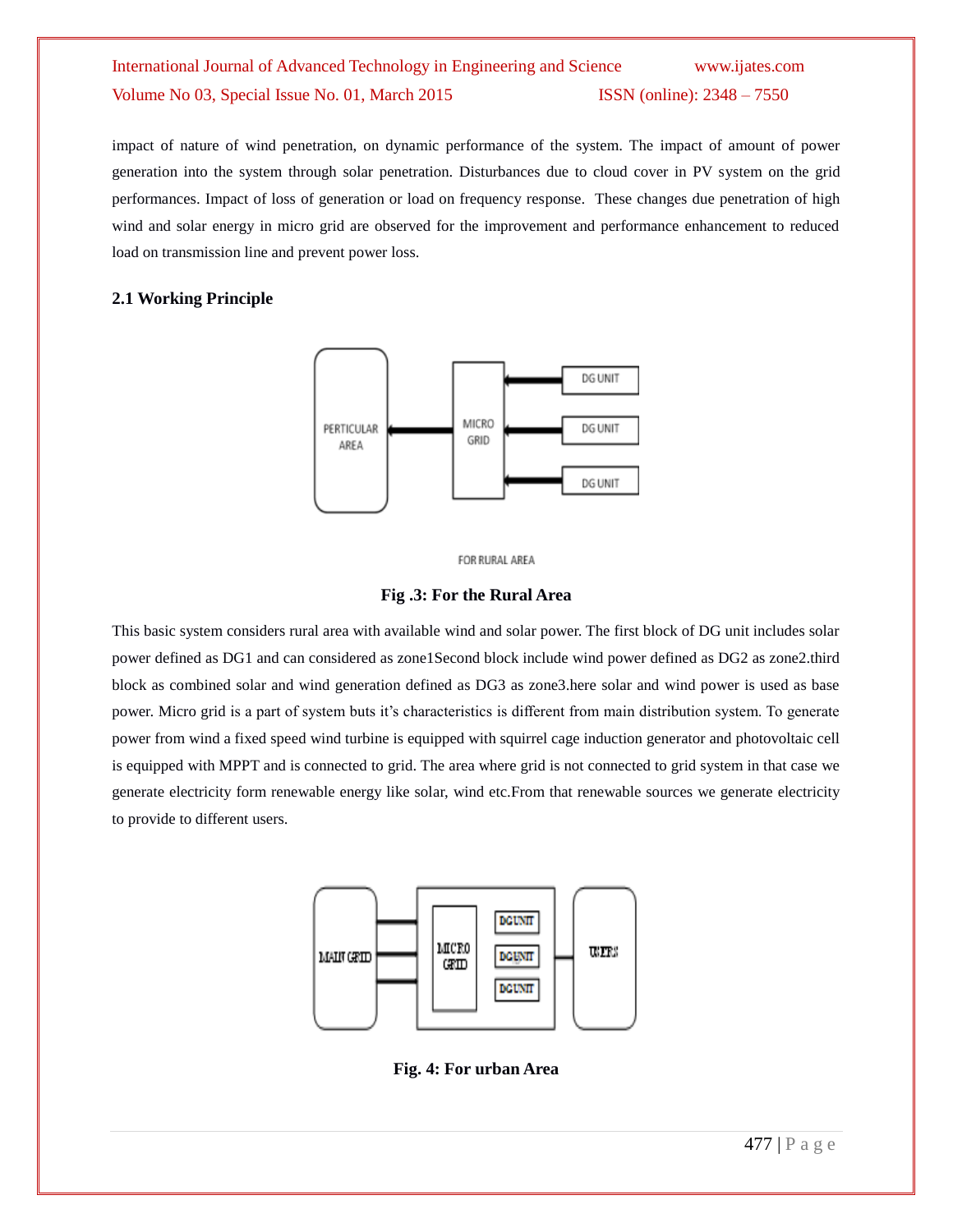impact of nature of wind penetration, on dynamic performance of the system. The impact of amount of power generation into the system through solar penetration. Disturbances due to cloud cover in PV system on the grid performances. Impact of loss of generation or load on frequency response. These changes due penetration of high wind and solar energy in micro grid are observed for the improvement and performance enhancement to reduced load on transmission line and prevent power loss.

### 2.1 Working Principle

PERTICULAR AREA

MICRO GRID

DG UNIT

DG UNIT

DG UNIT

FOR RURAL AREA

**Fig .3: For the Rural Area**

This basic system considers rural area with available wind and solar power. The first block of DG unit includes solar power defined as DG1 and can considered as zone1Second block include wind power defined as DG2 as zone2.third block as combined solar and wind generation defined as DG3 as zone3.here solar and wind power is used as base power. Micro grid is a part of system buts it's characteristics is different from main distribution system. To generate power from wind a fixed speed wind turbine is equipped with squirrel cage induction generator and photovoltaic cell is equipped with MPPT and is connected to grid. The area where grid is not connected to grid system in that case we generate electricity form renewable energy like solar, wind etc.From that renewable sources we generate electricity to provide to different users.

MAIN GRID

MICRO GRID

DG UNIT

DG UNIT

DG UNIT

USERS

**Fig. 4: For urban Area**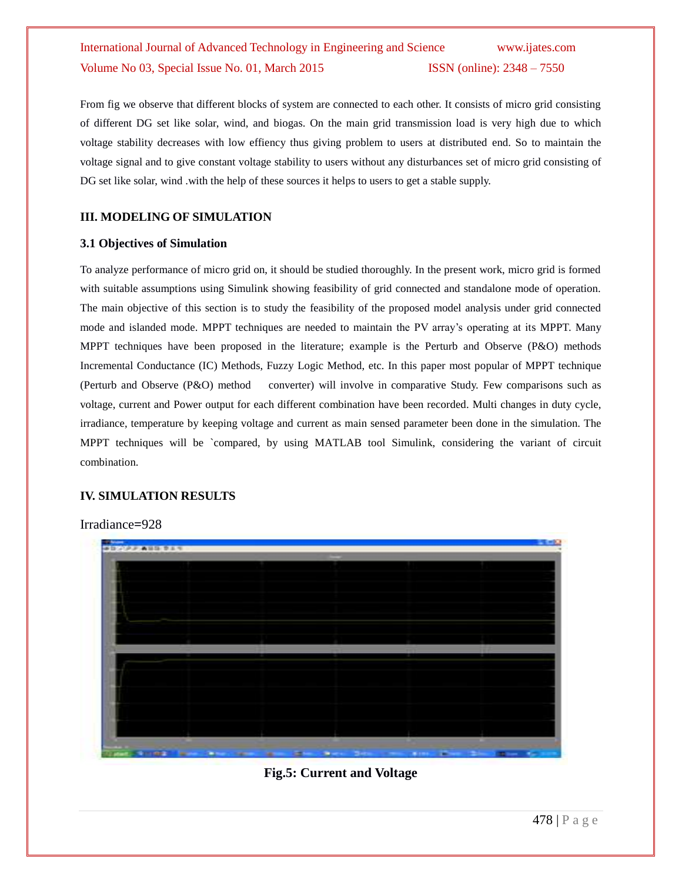From fig we observe that different blocks of system are connected to each other. It consists of micro grid consisting of different DG set like solar, wind, and biogas. On the main grid transmission load is very high due to which voltage stability decreases with low effiency thus giving problem to users at distributed end. So to maintain the voltage signal and to give constant voltage stability to users without any disturbances set of micro grid consisting of DG set like solar, wind .with the help of these sources it helps to users to get a stable supply.

## III. MODELING OF SIMULATION

### 3.1 Objectives of Simulation

To analyze performance of micro grid on, it should be studied thoroughly. In the present work, micro grid is formed with suitable assumptions using Simulink showing feasibility of grid connected and standalone mode of operation. The main objective of this section is to study the feasibility of the proposed model analysis under grid connected mode and islanded mode. MPPT techniques are needed to maintain the PV array's operating at its MPPT. Many MPPT techniques have been proposed in the literature; example is the Perturb and Observe (P&O) methods Incremental Conductance (IC) Methods, Fuzzy Logic Method, etc. In this paper most popular of MPPT technique (Perturb and Observe (P&O) method converter) will involve in comparative Study. Few comparisons such as voltage, current and Power output for each different combination have been recorded. Multi changes in duty cycle, irradiance, temperature by keeping voltage and current as main sensed parameter been done in the simulation. The MPPT techniques will be `compared, by using MATLAB tool Simulink, considering the variant of circuit combination.

## IV. SIMULATION RESULTS

Irradiance=928

**Fig.5: Current and Voltage**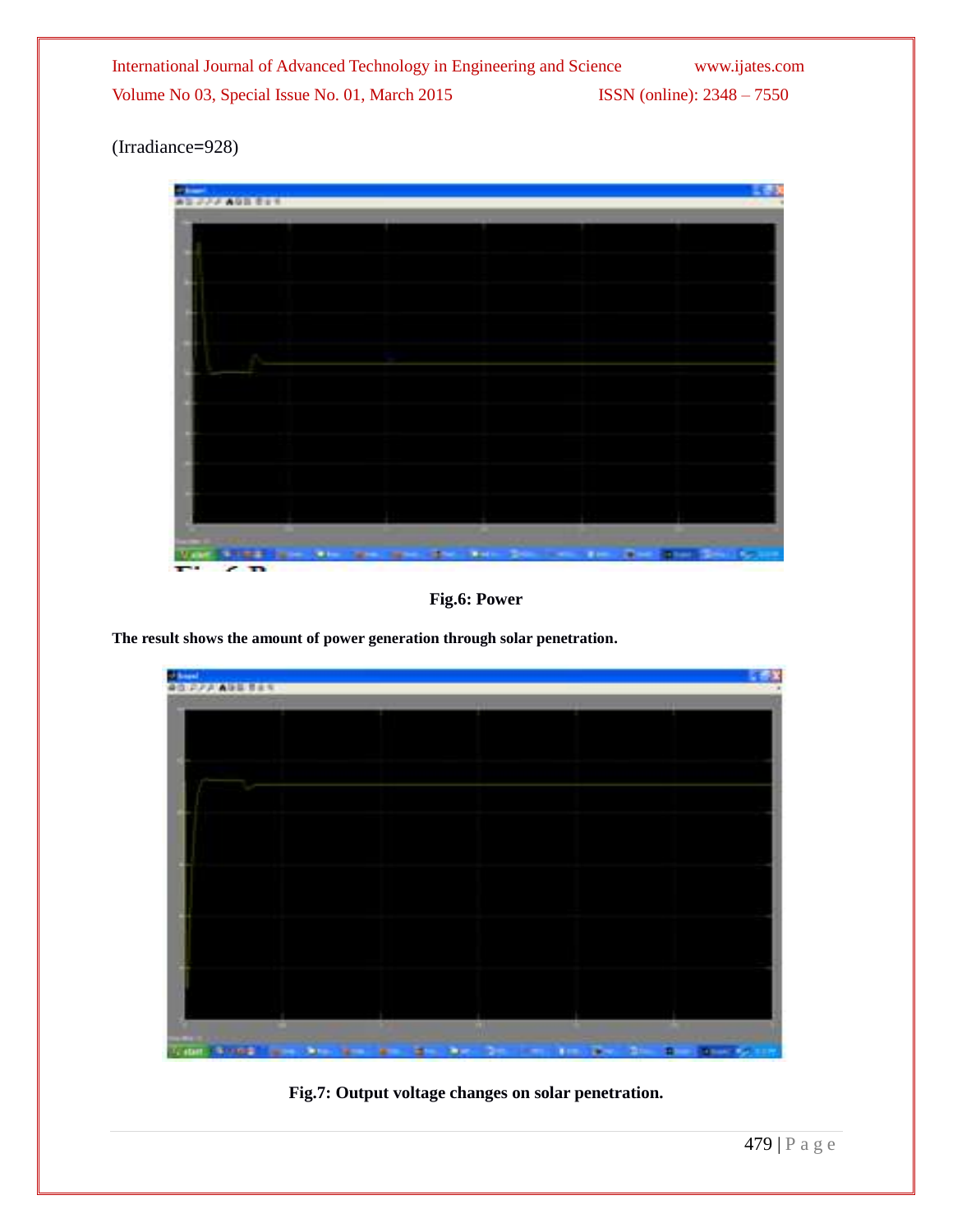(Irradiance=928)

**Fig.6: Power**

**The result shows the amount of power generation through solar penetration.**

**Fig.7: Output voltage changes on solar penetration.**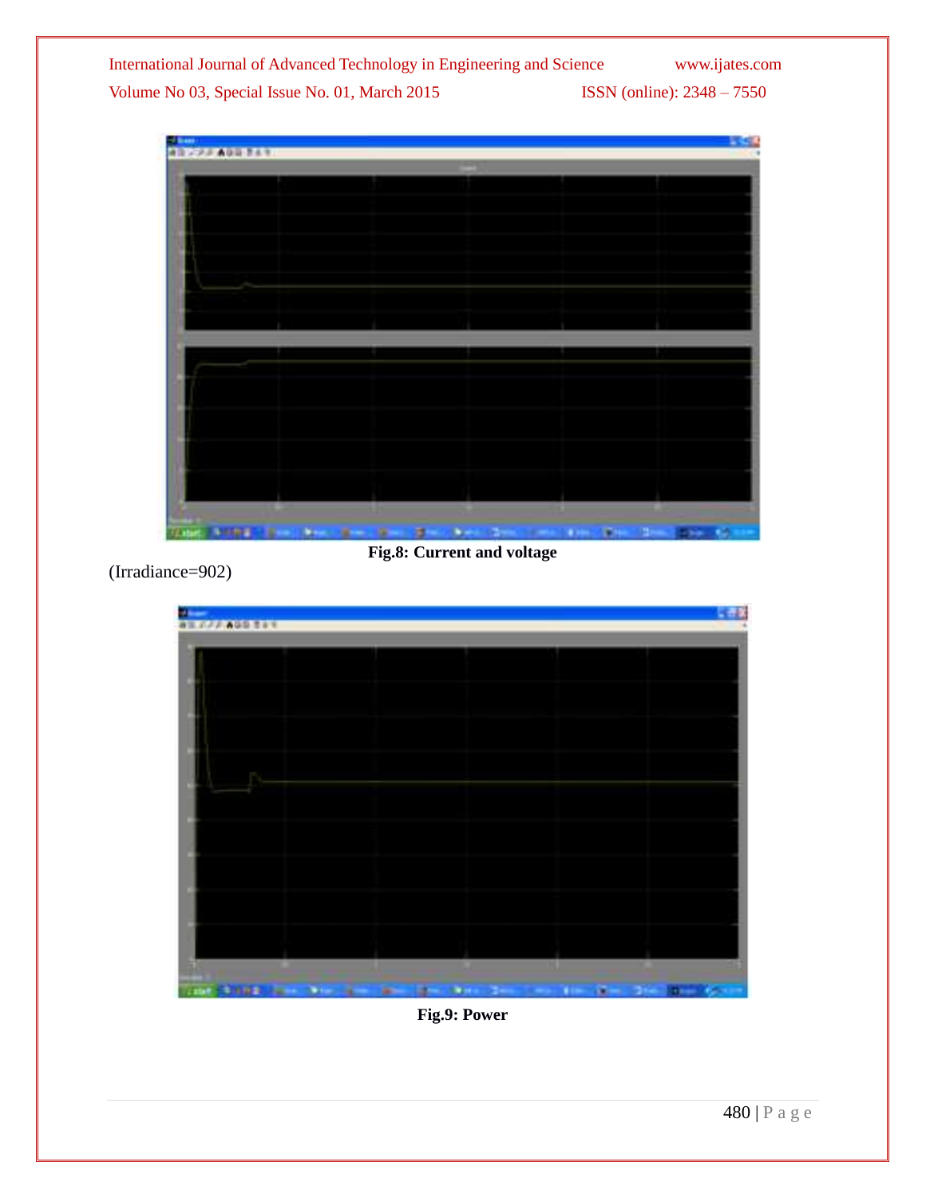**Fig.8: Current and voltage**

(Irradiance=902)

**Fig.9: Power**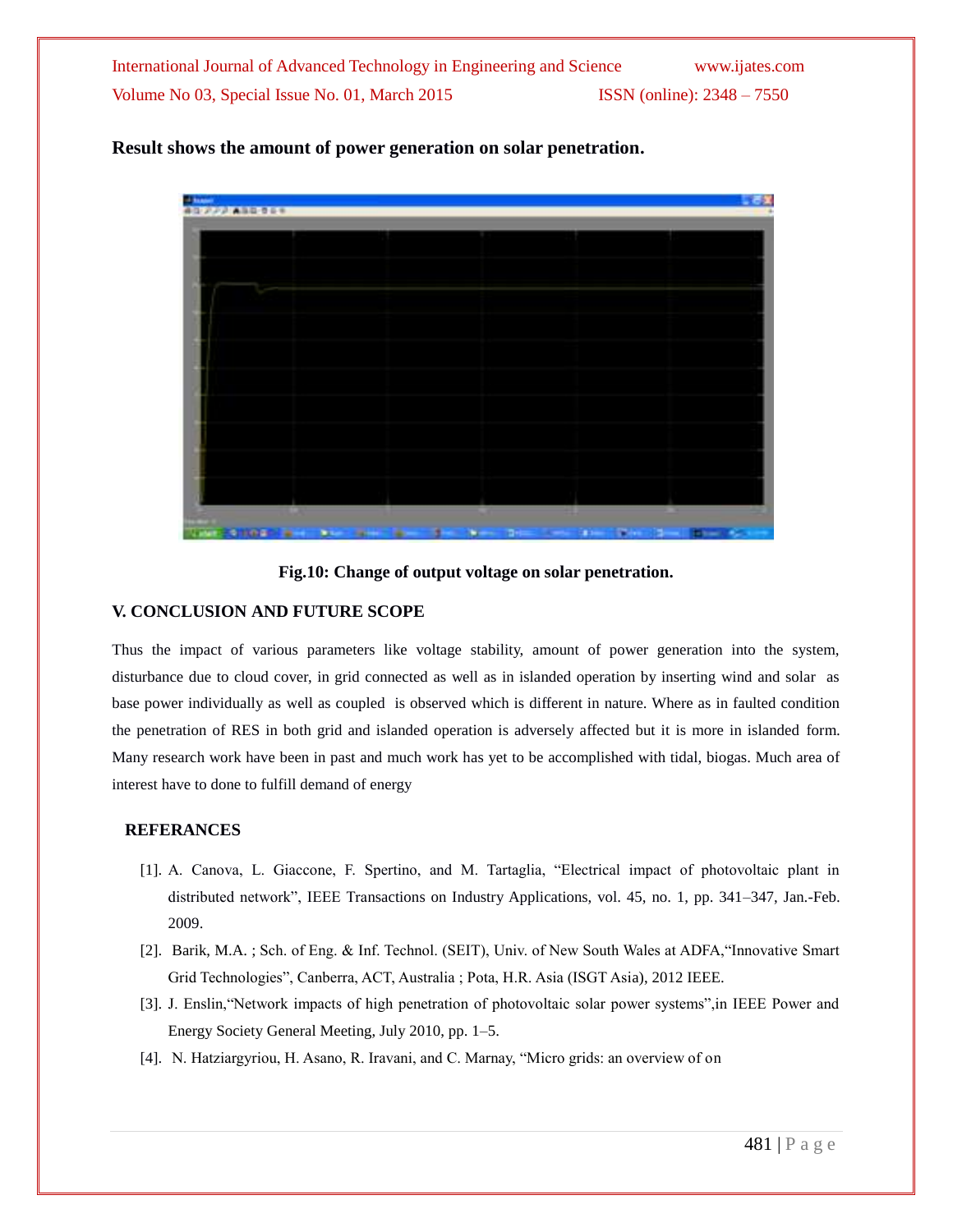**Result shows the amount of power generation on solar penetration.**

**Fig.10: Change of output voltage on solar penetration.**

## V. CONCLUSION AND FUTURE SCOPE

Thus the impact of various parameters like voltage stability, amount of power generation into the system, disturbance due to cloud cover, in grid connected as well as in islanded operation by inserting wind and solar as base power individually as well as coupled is observed which is different in nature. Where as in faulted condition the penetration of RES in both grid and islanded operation is adversely affected but it is more in islanded form. Many research work have been in past and much work has yet to be accomplished with tidal, biogas. Much area of interest have to done to fulfill demand of energy

## REFERANCES

[1]. A. Canova, L. Giaccone, F. Spertino, and M. Tartaglia, "Electrical impact of photovoltaic plant in distributed network", IEEE Transactions on Industry Applications, vol. 45, no. 1, pp. 341–347, Jan.-Feb. 2009.

[2]. Barik, M.A. ; Sch. of Eng. & Inf. Technol. (SEIT), Univ. of New South Wales at ADFA,"Innovative Smart Grid Technologies", Canberra, ACT, Australia ; Pota, H.R. Asia (ISGT Asia), 2012 IEEE.

[3]. J. Enslin,"Network impacts of high penetration of photovoltaic solar power systems",in IEEE Power and Energy Society General Meeting, July 2010, pp. 1–5.

[4]. N. Hatziargyriou, H. Asano, R. Iravani, and C. Marnay, "Micro grids: an overview of on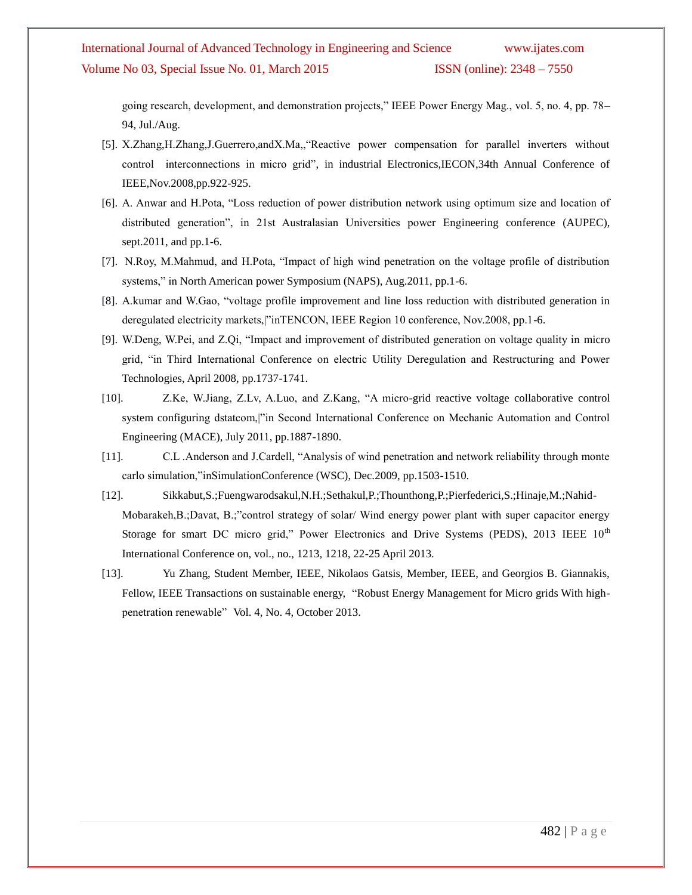going research, development, and demonstration projects," IEEE Power Energy Mag., vol. 5, no. 4, pp. 78–94, Jul./Aug.

[5]. X.Zhang,H.Zhang,J.Guerrero,andX.Ma,,"Reactive power compensation for parallel inverters without control interconnections in micro grid", in industrial Electronics,IECON,34th Annual Conference of IEEE,Nov.2008,pp.922-925.

[6]. A. Anwar and H.Pota, "Loss reduction of power distribution network using optimum size and location of distributed generation", in 21st Australasian Universities power Engineering conference (AUPEC), sept.2011, and pp.1-6.

[7]. N.Roy, M.Mahmud, and H.Pota, "Impact of high wind penetration on the voltage profile of distribution systems," in North American power Symposium (NAPS), Aug.2011, pp.1-6.

[8]. A.kumar and W.Gao, "voltage profile improvement and line loss reduction with distributed generation in deregulated electricity markets,|"inTENCON, IEEE Region 10 conference, Nov.2008, pp.1-6.

[9]. W.Deng, W.Pei, and Z.Qi, "Impact and improvement of distributed generation on voltage quality in micro grid, "in Third International Conference on electric Utility Deregulation and Restructuring and Power Technologies, April 2008, pp.1737-1741.

[10]. Z.Ke, W.Jiang, Z.Lv, A.Luo, and Z.Kang, "A micro-grid reactive voltage collaborative control system configuring dstatcom,|"in Second International Conference on Mechanic Automation and Control Engineering (MACE), July 2011, pp.1887-1890.

[11]. C.L .Anderson and J.Cardell, "Analysis of wind penetration and network reliability through monte carlo simulation,"inSimulationConference (WSC), Dec.2009, pp.1503-1510.

[12]. Sikkabut,S.;Fuengwarodsakul,N.H.;Sethakul,P.;Thounthong,P.;Pierfederici,S.;Hinaje,M.;Nahid-Mobarakeh,B.;Davat, B.;"control strategy of solar/ Wind energy power plant with super capacitor energy Storage for smart DC micro grid," Power Electronics and Drive Systems (PEDS), 2013 IEEE 10th International Conference on, vol., no., 1213, 1218, 22-25 April 2013.

[13]. Yu Zhang, Student Member, IEEE, Nikolaos Gatsis, Member, IEEE, and Georgios B. Giannakis, Fellow, IEEE Transactions on sustainable energy, "Robust Energy Management for Micro grids With high-penetration renewable" Vol. 4, No. 4, October 2013.